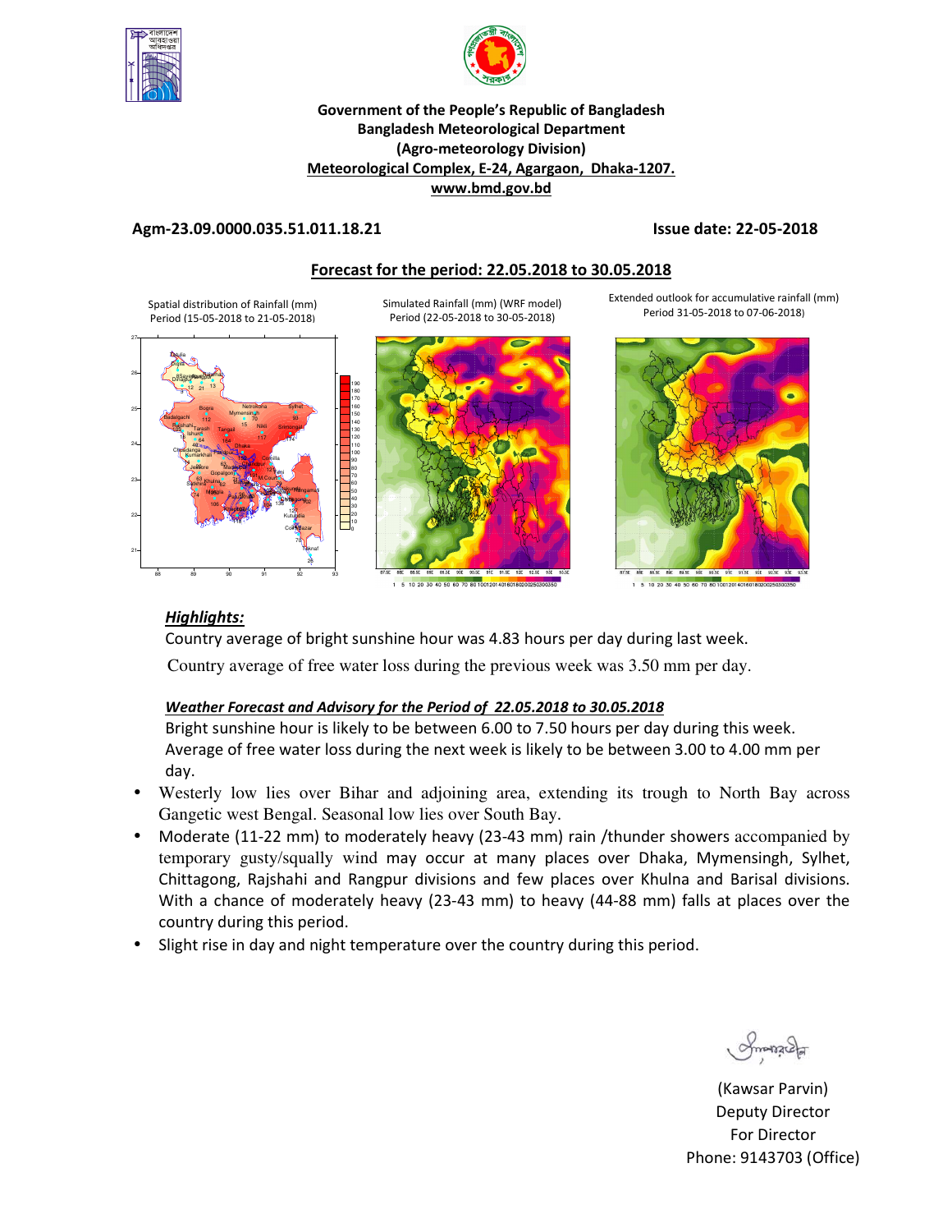**Government of the People's Republic of Bangladesh**
**Bangladesh Meteorological Department**
**(Agro-meteorology Division)**
**Meteorological Complex, E-24, Agargaon, Dhaka-1207.**
**www.bmd.gov.bd**

**Agm-23.09.0000.035.51.011.18.21** **Issue date: 22-05-2018**

## Forecast for the period: 22.05.2018 to 30.05.2018

Spatial distribution of Rainfall (mm) Period (15-05-2018 to 21-05-2018)

Simulated Rainfall (mm) (WRF model) Period (22-05-2018 to 30-05-2018)

Extended outlook for accumulative rainfall (mm) Period 31-05-2018 to 07-06-2018)

### *Highlights:*

Country average of bright sunshine hour was 4.83 hours per day during last week.

Country average of free water loss during the previous week was 3.50 mm per day.

#### *Weather Forecast and Advisory for the Period of 22.05.2018 to 30.05.2018*

Bright sunshine hour is likely to be between 6.00 to 7.50 hours per day during this week.
Average of free water loss during the next week is likely to be between 3.00 to 4.00 mm per day.

- Westerly low lies over Bihar and adjoining area, extending its trough to North Bay across Gangetic west Bengal. Seasonal low lies over South Bay.
- Moderate (11-22 mm) to moderately heavy (23-43 mm) rain /thunder showers accompanied by temporary gusty/squally wind may occur at many places over Dhaka, Mymensingh, Sylhet, Chittagong, Rajshahi and Rangpur divisions and few places over Khulna and Barisal divisions. With a chance of moderately heavy (23-43 mm) to heavy (44-88 mm) falls at places over the country during this period.
- Slight rise in day and night temperature over the country during this period.

(Kawsar Parvin)
Deputy Director
For Director
Phone: 9143703 (Office)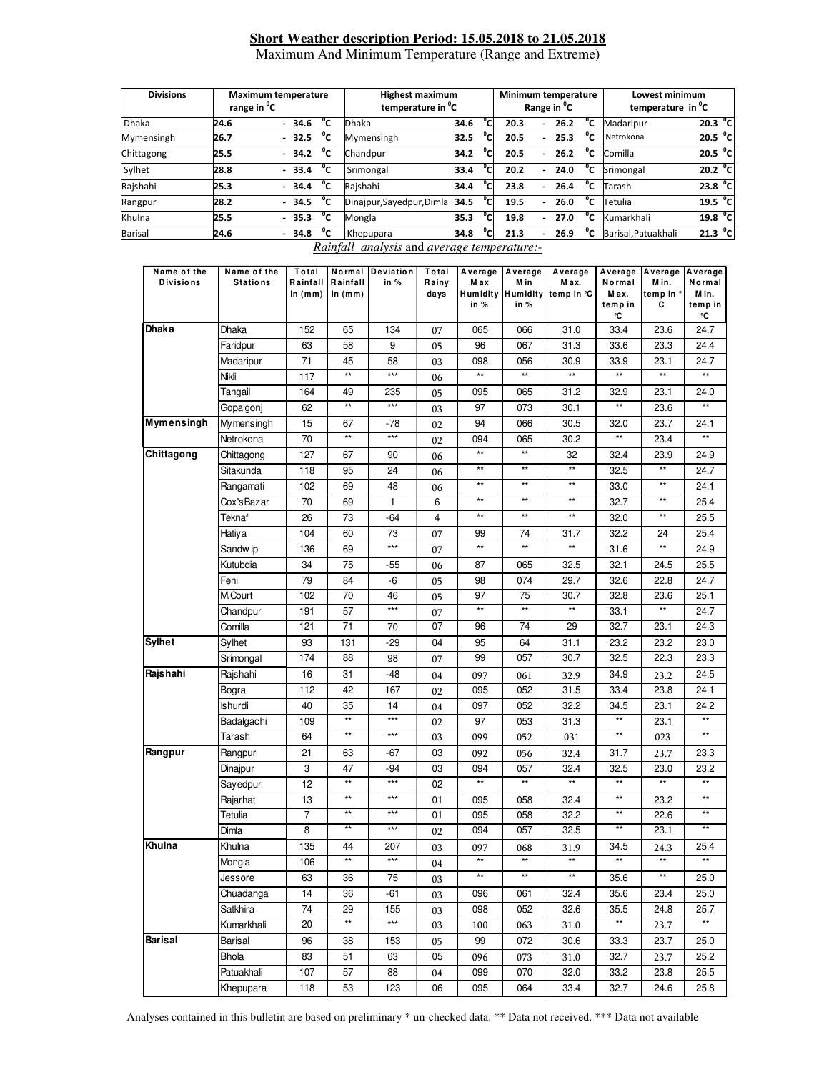## Short Weather description Period: 15.05.2018 to 21.05.2018

Maximum And Minimum Temperature (Range and Extreme)

| Divisions | Maximum temperature range in $^0$C | Highest maximum temperature in $^0$C | | Minimum temperature Range in $^0$C | Lowest minimum temperature in $^0$C | |
|---|---|---|---|---|---|---|
| Dhaka | 24.6 - 34.6 $^0$C | Dhaka | 34.6 $^0$C | 20.3 - 26.2 $^0$C | Madaripur | 20.3 $^0$C |
| Mymensingh | 26.7 - 32.5 $^0$C | Mymensingh | 32.5 $^0$C | 20.5 - 25.3 $^0$C | Netrokona | 20.5 $^0$C |
| Chittagong | 25.5 - 34.2 $^0$C | Chandpur | 34.2 $^0$C | 20.5 - 26.2 $^0$C | Comilla | 20.5 $^0$C |
| Sylhet | 28.8 - 33.4 $^0$C | Srimongal | 33.4 $^0$C | 20.2 - 24.0 $^0$C | Srimongal | 20.2 $^0$C |
| Rajshahi | 25.3 - 34.4 $^0$C | Rajshahi | 34.4 $^0$C | 23.8 - 26.4 $^0$C | Tarash | 23.8 $^0$C |
| Rangpur | 28.2 - 34.5 $^0$C | Dinajpur,Sayedpur,Dimla | 34.5 $^0$C | 19.5 - 26.0 $^0$C | Tetulia | 19.5 $^0$C |
| Khulna | 25.5 - 35.3 $^0$C | Mongla | 35.3 $^0$C | 19.8 - 27.0 $^0$C | Kumarkhali | 19.8 $^0$C |
| Barisal | 24.6 - 34.8 $^0$C | Khepupara | 34.8 $^0$C | 21.3 - 26.9 $^0$C | Barisal,Patuakhali | 21.3 $^0$C |

*Rainfall analysis* and *average temperature:-*

| Name of the Divisions | Name of the Stations | Total Rainfall in (mm) | Normal Rainfall in (mm) | Deviation in % | Total Rainy days | Average Max Humidity in % | Average Min Humidity in % | Average Max. temp in ℃ | Average Normal Max. temp in ℃ | Average Min. temp in ℃ | Average Normal Min. temp in ℃ |
|---|---|---|---|---|---|---|---|---|---|---|---|
| **Dhaka** | Dhaka | 152 | 65 | 134 | 07 | 065 | 066 | 31.0 | 33.4 | 23.6 | 24.7 |
| | Faridpur | 63 | 58 | 9 | 05 | 96 | 067 | 31.3 | 33.6 | 23.3 | 24.4 |
| | Madaripur | 71 | 45 | 58 | 03 | 098 | 056 | 30.9 | 33.9 | 23.1 | 24.7 |
| | Nikli | 117 | ** | *** | 06 | ** | ** | ** | ** | ** | ** |
| | Tangail | 164 | 49 | 235 | 05 | 095 | 065 | 31.2 | 32.9 | 23.1 | 24.0 |
| | Gopalgonj | 62 | ** | *** | 03 | 97 | 073 | 30.1 | ** | 23.6 | ** |
| **Mymensingh** | Mymensingh | 15 | 67 | -78 | 02 | 94 | 066 | 30.5 | 32.0 | 23.7 | 24.1 |
| | Netrokona | 70 | ** | *** | 02 | 094 | 065 | 30.2 | ** | 23.4 | ** |
| **Chittagong** | Chittagong | 127 | 67 | 90 | 06 | ** | ** | 32 | 32.4 | 23.9 | 24.9 |
| | Sitakunda | 118 | 95 | 24 | 06 | ** | ** | ** | 32.5 | ** | 24.7 |
| | Rangamati | 102 | 69 | 48 | 06 | ** | ** | ** | 33.0 | ** | 24.1 |
| | Cox'sBazar | 70 | 69 | 1 | 6 | ** | ** | ** | 32.7 | ** | 25.4 |
| | Teknaf | 26 | 73 | -64 | 4 | ** | ** | ** | 32.0 | ** | 25.5 |
| | Hatiya | 104 | 60 | 73 | 07 | 99 | 74 | 31.7 | 32.2 | 24 | 25.4 |
| | Sandwip | 136 | 69 | *** | 07 | ** | ** | ** | 31.6 | ** | 24.9 |
| | Kutubdia | 34 | 75 | -55 | 06 | 87 | 065 | 32.5 | 32.1 | 24.5 | 25.5 |
| | Feni | 79 | 84 | -6 | 05 | 98 | 074 | 29.7 | 32.6 | 22.8 | 24.7 |
| | M.Court | 102 | 70 | 46 | 05 | 97 | 75 | 30.7 | 32.8 | 23.6 | 25.1 |
| | Chandpur | 191 | 57 | *** | 07 | ** | ** | ** | 33.1 | ** | 24.7 |
| | Comilla | 121 | 71 | 70 | 07 | 96 | 74 | 29 | 32.7 | 23.1 | 24.3 |
| **Sylhet** | Sylhet | 93 | 131 | -29 | 04 | 95 | 64 | 31.1 | 23.2 | 23.2 | 23.0 |
| | Srimongal | 174 | 88 | 98 | 07 | 99 | 057 | 30.7 | 32.5 | 22.3 | 23.3 |
| **Rajshahi** | Rajshahi | 16 | 31 | -48 | 04 | 097 | 061 | 32.9 | 34.9 | 23.2 | 24.5 |
| | Bogra | 112 | 42 | 167 | 02 | 095 | 052 | 31.5 | 33.4 | 23.8 | 24.1 |
| | Ishurdi | 40 | 35 | 14 | 04 | 097 | 052 | 32.2 | 34.5 | 23.1 | 24.2 |
| | Badalgachi | 109 | ** | *** | 02 | 97 | 053 | 31.3 | ** | 23.1 | ** |
| | Tarash | 64 | ** | *** | 03 | 099 | 052 | 031 | ** | 023 | ** |
| **Rangpur** | Rangpur | 21 | 63 | -67 | 03 | 092 | 056 | 32.4 | 31.7 | 23.7 | 23.3 |
| | Dinajpur | 3 | 47 | -94 | 03 | 094 | 057 | 32.4 | 32.5 | 23.0 | 23.2 |
| | Sayedpur | 12 | ** | *** | 02 | ** | ** | ** | ** | ** | ** |
| | Rajarhat | 13 | ** | *** | 01 | 095 | 058 | 32.4 | ** | 23.2 | ** |
| | Tetulia | 7 | ** | *** | 01 | 095 | 058 | 32.2 | ** | 22.6 | ** |
| | Dimla | 8 | ** | *** | 02 | 094 | 057 | 32.5 | ** | 23.1 | ** |
| **Khulna** | Khulna | 135 | 44 | 207 | 03 | 097 | 068 | 31.9 | 34.5 | 24.3 | 25.4 |
| | Mongla | 106 | ** | *** | 04 | ** | ** | ** | ** | ** | ** |
| | Jessore | 63 | 36 | 75 | 03 | ** | ** | ** | 35.6 | ** | 25.0 |
| | Chuadanga | 14 | 36 | -61 | 03 | 096 | 061 | 32.4 | 35.6 | 23.4 | 25.0 |
| | Satkhira | 74 | 29 | 155 | 03 | 098 | 052 | 32.6 | 35.5 | 24.8 | 25.7 |
| | Kumarkhali | 20 | ** | *** | 03 | 100 | 063 | 31.0 | ** | 23.7 | ** |
| **Barisal** | Barisal | 96 | 38 | 153 | 05 | 99 | 072 | 30.6 | 33.3 | 23.7 | 25.0 |
| | Bhola | 83 | 51 | 63 | 05 | 096 | 073 | 31.0 | 32.7 | 23.7 | 25.2 |
| | Patuakhali | 107 | 57 | 88 | 04 | 099 | 070 | 32.0 | 33.2 | 23.8 | 25.5 |
| | Khepupara | 118 | 53 | 123 | 06 | 095 | 064 | 33.4 | 32.7 | 24.6 | 25.8 |

Analyses contained in this bulletin are based on preliminary * un-checked data. ** Data not received. *** Data not available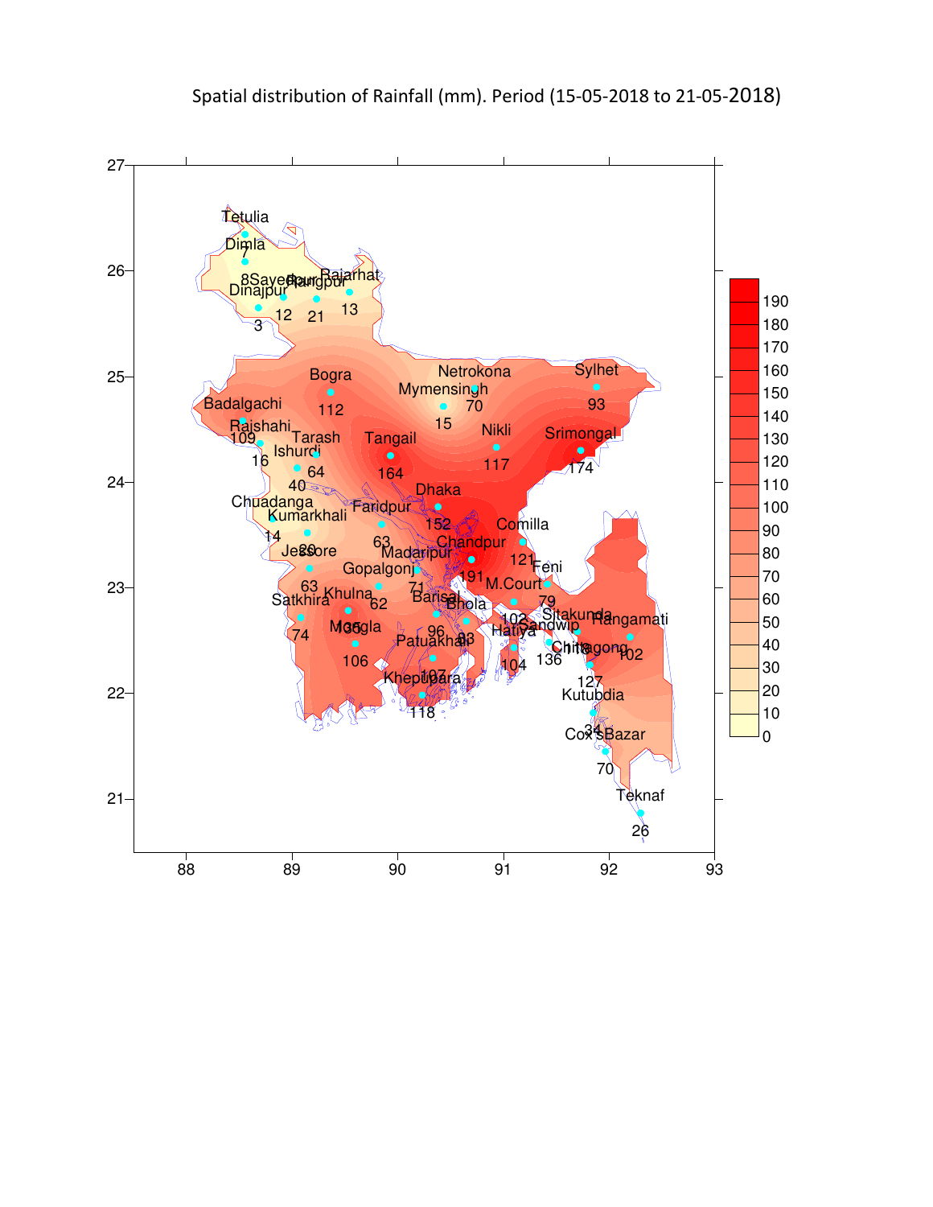Spatial distribution of Rainfall (mm). Period (15-05-2018 to 21-05-2018)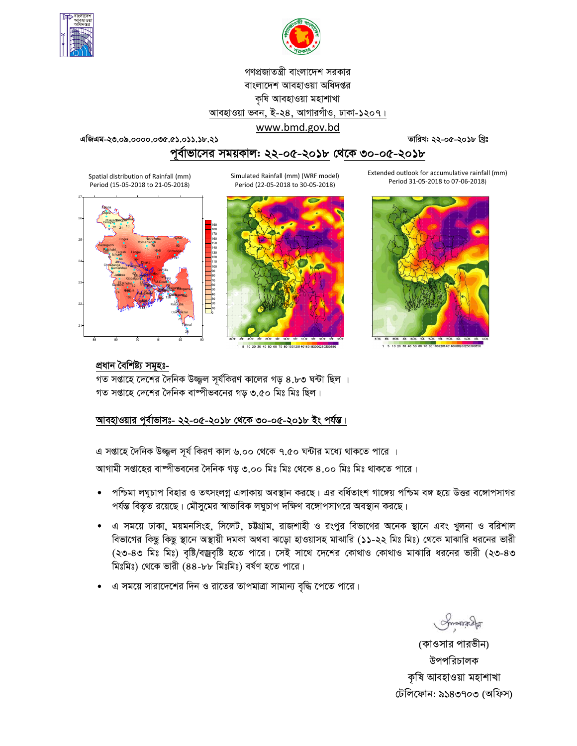গণপ্রজাতন্ত্রী বাংলাদেশ সরকার
বাংলাদেশ আবহাওয়া অধিদপ্তর
কৃষি আবহাওয়া মহাশাখা
আবহাওয়া ভবন, ই-২৪, আগারগাঁও, ঢাকা-১২০৭।
www.bmd.gov.bd

এজিএম-২৩.০৯.০০০০.০৩৫.৫১.০১১.১৮.২১ তারিখ: ২২-০৫-২০১৮ খ্রিঃ

## পূর্বাভাসের সময়কাল: ২২-০৫-২০১৮ থেকে ৩০-০৫-২০১৮

Spatial distribution of Rainfall (mm) Period (15-05-2018 to 21-05-2018)

Simulated Rainfall (mm) (WRF model) Period (22-05-2018 to 30-05-2018)

Extended outlook for accumulative rainfall (mm) Period 31-05-2018 to 07-06-2018)

**প্রধান বৈশিষ্ট্য সমূহঃ-**

গত সপ্তাহে দেশের দৈনিক উজ্জ্বল সূর্যকিরণ কালের গড় ৪.৮৩ ঘন্টা ছিল ।
গত সপ্তাহে দেশের দৈনিক বাষ্পীভবনের গড় ৩.৫০ মিঃ মিঃ ছিল।

**আবহাওয়ার পূর্বাভাসঃ- ২২-০৫-২০১৮ থেকে ৩০-০৫-২০১৮ ইং পর্যন্ত।**

এ সপ্তাহে দৈনিক উজ্জ্বল সূর্য কিরণ কাল ৬.০০ থেকে ৭.৫০ ঘন্টার মধ্যে থাকতে পারে ।

আগামী সপ্তাহের বাষ্পীভবনের দৈনিক গড় ৩.০০ মিঃ মিঃ থেকে ৪.০০ মিঃ মিঃ থাকতে পারে।

- পশ্চিমা লঘুচাপ বিহার ও তৎসংলগ্ন এলাকায় অবস্থান করছে। এর বর্ধিতাংশ গাঙ্গেয় পশ্চিম বঙ্গ হয়ে উত্তর বঙ্গোপসাগর পর্যন্ত বিস্তৃত রয়েছে। মৌসুমের স্বাভাবিক লঘুচাপ দক্ষিণ বঙ্গোপসাগরে অবস্থান করছে।
- এ সময়ে ঢাকা, ময়মনসিংহ, সিলেট, চট্টগ্রাম, রাজশাহী ও রংপুর বিভাগের অনেক স্থানে এবং খুলনা ও বরিশাল বিভাগের কিছু কিছু স্থানে অস্থায়ী দমকা অথবা ঝড়ো হাওয়াসহ মাঝারি (১১-২২ মিঃ মিঃ) থেকে মাঝারি ধরনের ভারী (২৩-৪৩ মিঃ মিঃ) বৃষ্টি/বজ্রবৃষ্টি হতে পারে। সেই সাথে দেশের কোথাও কোথাও মাঝারি ধরনের ভারী (২৩-৪৩ মিঃমিঃ) থেকে ভারী (৪৪-৮৮ মিঃমিঃ) বর্ষণ হতে পারে।
- এ সময়ে সারাদেশের দিন ও রাতের তাপমাত্রা সামান্য বৃদ্ধি পেতে পারে।

(কাওসার পারভীন)
উপপরিচালক
কৃষি আবহাওয়া মহাশাখা
টেলিফোন: ৯১৪৩৭০৩ (অফিস)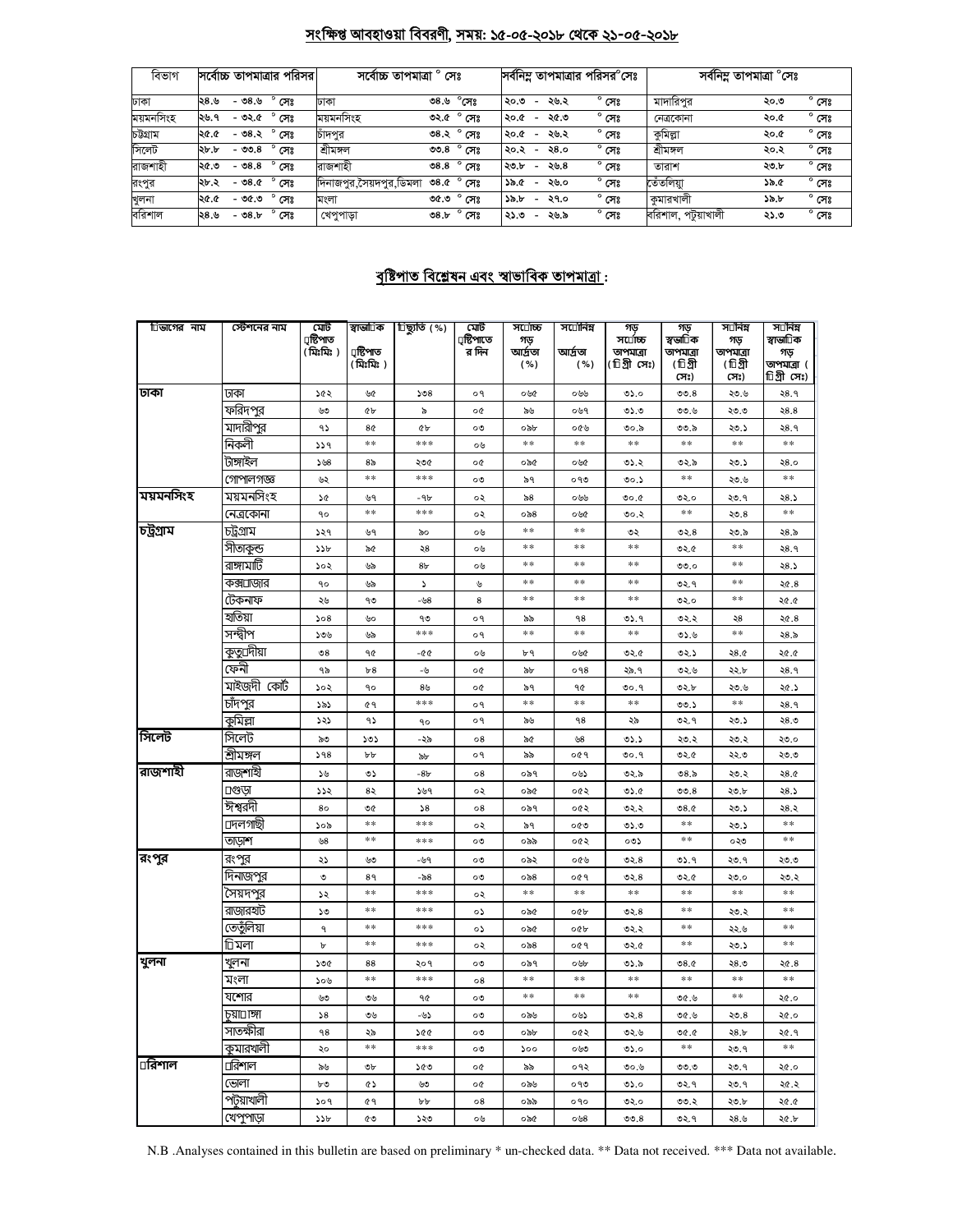## সংক্ষিপ্ত আবহাওয়া বিবরণী, সময়: ১৫-০৫-২০১৮ থেকে ২১-০৫-২০১৮

| বিভাগ | সর্বোচ্চ তাপমাত্রার পরিসর | সর্বোচ্চ তাপমাত্রা ° সেঃ | | সর্বনিম্ন তাপমাত্রার পরিসর°সেঃ | সর্বনিম্ন তাপমাত্রা °সেঃ | |
|---|---|---|---|---|---|---|
| ঢাকা | ২৪.৬ - ৩৪.৬ ° সেঃ | ঢাকা | ৩৪.৬ °সেঃ | ২০.৩ - ২৬.২ ° সেঃ | মাদারিপুর | ২০.৩ ° সেঃ |
| ময়মনসিংহ | ২৬.৭ - ৩২.৫ ° সেঃ | ময়মনসিংহ | ৩২.৫ ° সেঃ | ২০.৫ - ২৫.৩ ° সেঃ | নেত্রকোনা | ২০.৫ ° সেঃ |
| চট্টগ্রাম | ২৫.৫ - ৩৪.২ ° সেঃ | চাঁদপুর | ৩৪.২ ° সেঃ | ২০.৫ - ২৬.২ ° সেঃ | কুমিল্লা | ২০.৫ ° সেঃ |
| সিলেট | ২৮.৮ - ৩৩.৪ ° সেঃ | শ্রীমঙ্গল | ৩৩.৪ ° সেঃ | ২০.২ - ২৪.০ ° সেঃ | শ্রীমঙ্গল | ২০.২ ° সেঃ |
| রাজশাহী | ২৫.৩ - ৩৪.৪ ° সেঃ | রাজশাহী | ৩৪.৪ ° সেঃ | ২৩.৮ - ২৬.৪ ° সেঃ | তারাশ | ২৩.৮ ° সেঃ |
| রংপুর | ২৮.২ - ৩৪.৫ ° সেঃ | দিনাজপুর,সৈয়দপুর,ডিমলা | ৩৪.৫ ° সেঃ | ১৯.৫ - ২৬.০ ° সেঃ | তেঁতুলিয়া | ১৯.৫ ° সেঃ |
| খুলনা | ২৫.৫ - ৩৫.৩ ° সেঃ | মংলা | ৩৫.৩ ° সেঃ | ১৯.৮ - ২৭.০ ° সেঃ | কুমারখালী | ১৯.৮ ° সেঃ |
| বরিশাল | ২৪.৬ - ৩৪.৮ ° সেঃ | খেপুপাড়া | ৩৪.৮ ° সেঃ | ২১.৩ - ২৬.৯ ° সেঃ | বরিশাল, পটুয়াখালী | ২১.৩ ° সেঃ |

## বৃষ্টিপাত বিশ্লেষন এবং স্বাভাবিক তাপমাত্রা :

| বিভাগের নাম | স্টেশনের নাম | মোট বৃষ্টিপাত (মিঃমিঃ) | স্বাভাবিক বৃষ্টিপাত (মিঃমিঃ) | বিচ্যুতি (%) | মোট বৃষ্টিপাতের দিন | সর্বোচ্চ গড় আর্দ্রতা (%) | সর্বোনিম্ন আর্দ্রতা (%) | গড় সর্বোচ্চ তাপমাত্রা (ডিগ্রী সেঃ) | গড় স্বাভাবিক তাপমাত্রা (ডিগ্রী সেঃ) | সর্বনিম্ন গড় তাপমাত্রা (ডিগ্রী সেঃ) | সর্বনিম্ন স্বাভাবিক গড় তাপমাত্রা (ডিগ্রী সেঃ) |
|---|---|---|---|---|---|---|---|---|---|---|---|
| ঢাকা | ঢাকা | ১৫২ | ৬৫ | ১৩৪ | ০৭ | ০৬৫ | ০৬৬ | ৩১.০ | ৩৩.৪ | ২৩.৬ | ২৪.৭ |
| | ফরিদপুর | ৬৩ | ৫৮ | ৯ | ০৫ | ৯৬ | ০৬৭ | ৩১.৩ | ৩৩.৬ | ২৩.৩ | ২৪.৪ |
| | মাদারীপুর | ৭১ | ৪৫ | ৫৮ | ০৩ | ০৯৮ | ০৫৬ | ৩০.৯ | ৩৩.৯ | ২৩.১ | ২৪.৭ |
| | নিকলী | ১১৭ | ** | *** | ০৬ | ** | ** | ** | ** | ** | ** |
| | টাঙ্গাইল | ১৬৪ | ৪৯ | ২৩৫ | ০৫ | ০৯৫ | ০৬৫ | ৩১.২ | ৩২.৯ | ২৩.১ | ২৪.০ |
| | গোপালগঞ্জ | ৬২ | ** | *** | ০৩ | ৯৭ | ০৭৩ | ৩০.১ | ** | ২৩.৬ | ** |
| ময়মনসিংহ | ময়মনসিংহ | ১৫ | ৬৭ | -৭৮ | ০২ | ৯৪ | ০৬৬ | ৩০.৫ | ৩২.০ | ২৩.৭ | ২৪.১ |
| | নেত্রকোনা | ৭০ | ** | *** | ০২ | ০৯৪ | ০৬৫ | ৩০.২ | ** | ২৩.৪ | ** |
| চট্টগ্রাম | চট্টগ্রাম | ১২৭ | ৬৭ | ৯০ | ০৬ | ** | ** | ৩২ | ৩২.৪ | ২৩.৯ | ২৪.৯ |
| | সীতাকুন্ড | ১১৮ | ৯৫ | ২৪ | ০৬ | ** | ** | ** | ৩২.৫ | ** | ২৪.৭ |
| | রাঙ্গামাটি | ১০২ | ৬৯ | ৪৮ | ০৬ | ** | ** | ** | ৩৩.০ | ** | ২৪.১ |
| | কক্সবাজার | ৭০ | ৬৯ | ১ | ৬ | ** | ** | ** | ৩২.৭ | ** | ২৫.৪ |
| | টেকনাফ | ২৬ | ৭৩ | -৬৪ | ৪ | ** | ** | ** | ৩২.০ | ** | ২৫.৫ |
| | হাতিয়া | ১০৪ | ৬০ | ৭৩ | ০৭ | ৯৯ | ৭৪ | ৩১.৭ | ৩২.২ | ২৪ | ২৫.৪ |
| | সন্দ্বীপ | ১৩৬ | ৬৯ | *** | ০৭ | ** | ** | ** | ৩১.৬ | ** | ২৪.৯ |
| | কুতুবদীয়া | ৩৪ | ৭৫ | -৫৫ | ০৬ | ৮৭ | ০৬৫ | ৩২.৫ | ৩২.১ | ২৪.৫ | ২৫.৫ |
| | ফেনী | ৭৯ | ৮৪ | -৬ | ০৫ | ৯৮ | ০৭৪ | ২৯.৭ | ৩২.৬ | ২২.৮ | ২৪.৭ |
| | মাইজদী কোর্ট | ১০২ | ৭০ | ৪৬ | ০৫ | ৯৭ | ৭৫ | ৩০.৭ | ৩২.৮ | ২৩.৬ | ২৫.১ |
| | চাঁদপুর | ১৯১ | ৫৭ | *** | ০৭ | ** | ** | ** | ৩৩.১ | ** | ২৪.৭ |
| | কুমিল্লা | ১২১ | ৭১ | ৭০ | ০৭ | ৯৬ | ৭৪ | ২৯ | ৩২.৭ | ২৩.১ | ২৪.৩ |
| সিলেট | সিলেট | ৯৩ | ১৩১ | -২৯ | ০৪ | ৯৫ | ৬৪ | ৩১.১ | ২৩.২ | ২৩.২ | ২৩.০ |
| | শ্রীমঙ্গল | ১৭৪ | ৮৮ | ৯৮ | ০৭ | ৯৯ | ০৫৭ | ৩০.৭ | ৩২.৫ | ২২.৩ | ২৩.৩ |
| রাজশাহী | রাজশাহী | ১৬ | ৩১ | -৪৮ | ০৪ | ০৯৭ | ০৬১ | ৩২.৯ | ৩৪.৯ | ২৩.২ | ২৪.৫ |
| | বগুড়া | ১১২ | ৪২ | ১৬৭ | ০২ | ০৯৫ | ০৫২ | ৩১.৫ | ৩৩.৪ | ২৩.৮ | ২৪.১ |
| | ঈশ্বরদী | ৪০ | ৩৫ | ১৪ | ০৪ | ০৯৭ | ০৫২ | ৩২.২ | ৩৪.৫ | ২৩.১ | ২৪.২ |
| | বদলগাছী | ১০৯ | ** | *** | ০২ | ৯৭ | ০৫৩ | ৩১.৩ | ** | ২৩.১ | ** |
| | তাড়াশ | ৬৪ | ** | *** | ০৩ | ০৯৯ | ০৫২ | ০৩১ | ** | ০২৩ | ** |
| রংপুর | রংপুর | ২১ | ৬৩ | -৬৭ | ০৩ | ০৯২ | ০৫৬ | ৩২.৪ | ৩১.৭ | ২৩.৭ | ২৩.৩ |
| | দিনাজপুর | ৩ | ৪৭ | -৯৪ | ০৩ | ০৯৪ | ০৫৭ | ৩২.৪ | ৩২.৫ | ২৩.০ | ২৩.২ |
| | সৈয়দপুর | ১২ | ** | *** | ০২ | ** | ** | ** | ** | ** | ** |
| | রাজারহাট | ১৩ | ** | *** | ০১ | ০৯৫ | ০৫৮ | ৩২.৪ | ** | ২৩.২ | ** |
| | তেতুঁলিয়া | ৭ | ** | *** | ০১ | ০৯৫ | ০৫৮ | ৩২.২ | ** | ২২.৬ | ** |
| | ডিমলা | ৮ | ** | *** | ০২ | ০৯৪ | ০৫৭ | ৩২.৫ | ** | ২৩.১ | ** |
| খুলনা | খুলনা | ১৩৫ | ৪৪ | ২০৭ | ০৩ | ০৯৭ | ০৬৮ | ৩১.৯ | ৩৪.৫ | ২৪.৩ | ২৫.৪ |
| | মংলা | ১০৬ | ** | *** | ০৪ | ** | ** | ** | ** | ** | ** |
| | যশোর | ৬৩ | ৩৬ | ৭৫ | ০৩ | ** | ** | ** | ৩৫.৬ | ** | ২৫.০ |
| | চুয়াডাঙ্গা | ১৪ | ৩৬ | -৬১ | ০৩ | ০৯৬ | ০৬১ | ৩২.৪ | ৩৫.৬ | ২৩.৪ | ২৫.০ |
| | সাতক্ষীরা | ৭৪ | ২৯ | ১৫৫ | ০৩ | ০৯৮ | ০৫২ | ৩২.৬ | ৩৫.৫ | ২৪.৮ | ২৫.৭ |
| | কুমারখালী | ২০ | ** | *** | ০৩ | ১০০ | ০৬৩ | ৩১.০ | ** | ২৩.৭ | ** |
| বরিশাল | বরিশাল | ৯৬ | ৩৮ | ১৫৩ | ০৫ | ৯৯ | ০৭২ | ৩০.৬ | ৩৩.৩ | ২৩.৭ | ২৫.০ |
| | ভোলা | ৮৩ | ৫১ | ৬৩ | ০৫ | ০৯৬ | ০৭৩ | ৩১.০ | ৩২.৭ | ২৩.৭ | ২৫.২ |
| | পটুয়াখালী | ১০৭ | ৫৭ | ৮৮ | ০৪ | ০৯৯ | ০৭০ | ৩২.০ | ৩৩.২ | ২৩.৮ | ২৫.৫ |
| | খেপুপাড়া | ১১৮ | ৫৩ | ১২৩ | ০৬ | ০৯৫ | ০৬৪ | ৩৩.৪ | ৩২.৭ | ২৪.৬ | ২৫.৮ |

N.B .Analyses contained in this bulletin are based on preliminary * un-checked data. ** Data not received. *** Data not available.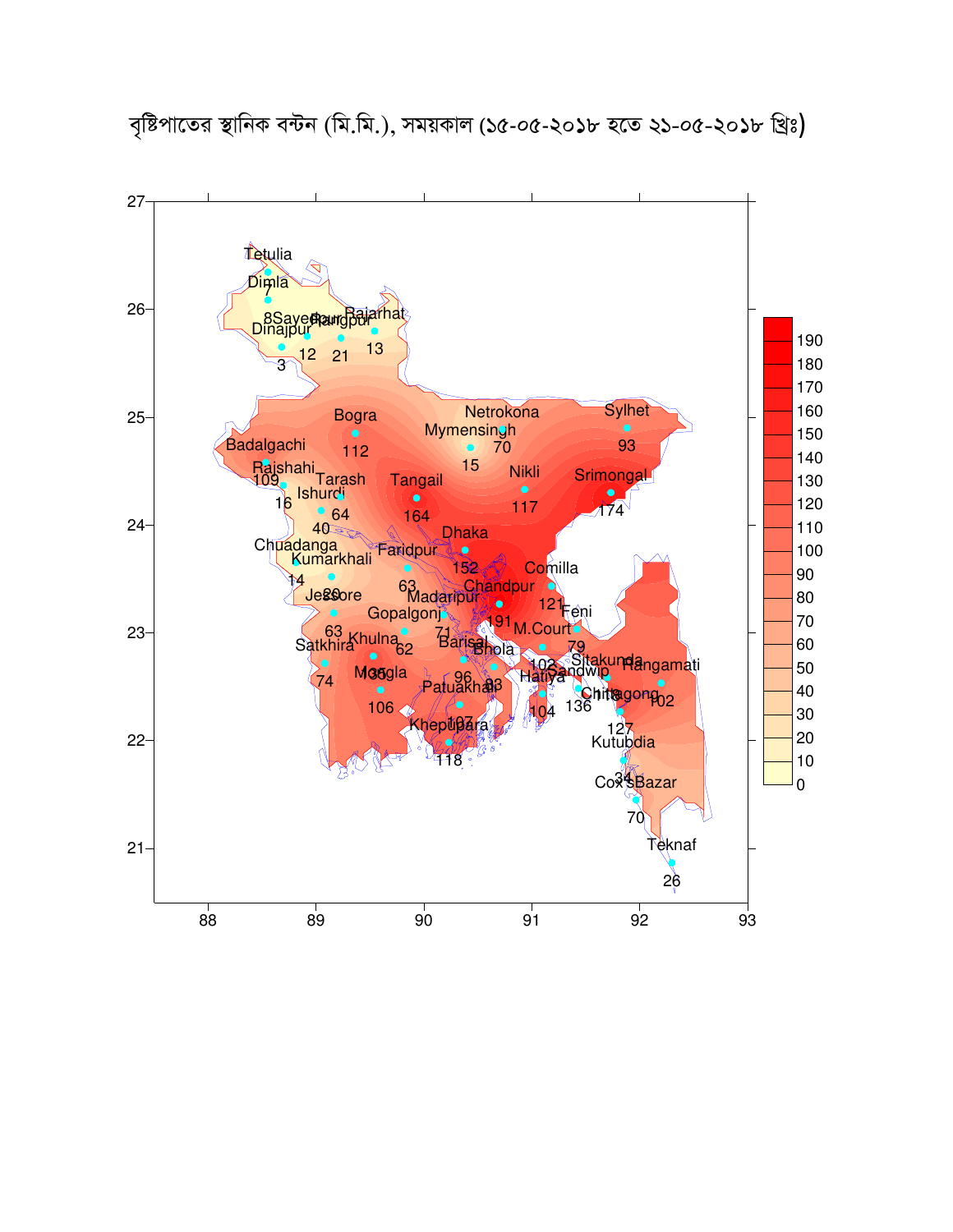বৃষ্টিপাতের স্থানিক বন্টন (মি.মি.), সময়কাল (১৫-০৫-২০১৮ হতে ২১-০৫-২০১৮ খ্রিঃ)

27
26
25
24
23
22
21

88
89
90
91
92
93

Tetulia
Dimla
7
8Sayedpur
Rangpur
Rajarhat
Dinajpur
3
12
21
13
Bogra
112
Netrokona
Mymensingh
70
15
Sylhet
93
Badalgachi
Rajshahi
109
Tarash
Ishurdi
16
64
40
Tangail
164
Nikli
117
Srimongal
174
Chuadanga
Kumarkhali
14
20
Jessore
63
Faridpur
63
Dhaka
152
Comilla
121
Madaripur
Chandpur
191
Gopalgonj
71
Feni
M.Court
79
Satkhira
74
Khulna
62
135
Mongla
106
Barisal
Bhola
96
93
102
Hatiya
104
Sitakunda
Sandwip
136
Rangamati
Chittagong
102
127
Patuakhali
107
Khepupara
118
Kutubdia
34
Cox'sBazar
70
Teknaf
26

190
180
170
160
150
140
130
120
110
100
90
80
70
60
50
40
30
20
10
0